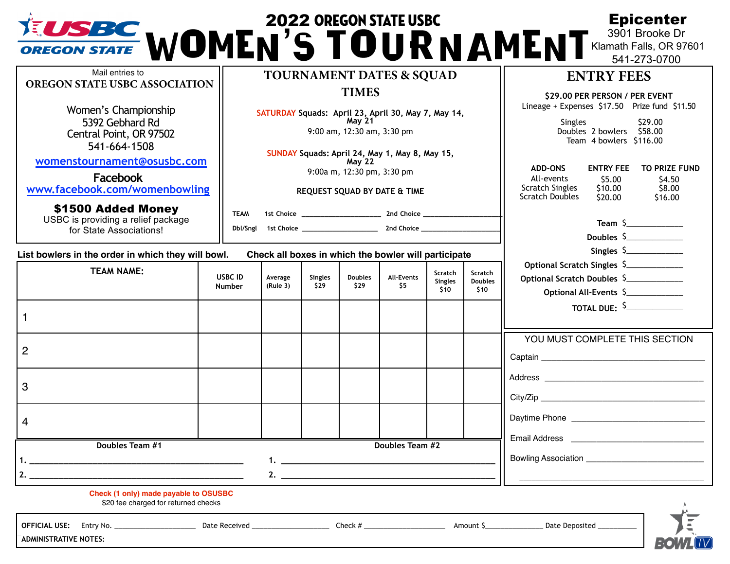USBC OREGON STATE

# 2022 OREGON STATE USBC WOMEN'S TOURNAMENT

**Epicenter**
3901 Brooke Dr
Klamath Falls, OR 97601
541-273-0700

Mail entries to
**OREGON STATE USBC ASSOCIATION**

Women's Championship
5392 Gebhard Rd
Central Point, OR 97502
541-664-1508
womenstournament@osusbc.com

**Facebook**
www.facebook.com/womenbowling

**$1500 Added Money**
USBC is providing a relief package for State Associations!

## TOURNAMENT DATES & SQUAD TIMES

SATURDAY Squads: April 23, April 30, May 7, May 14, May 21
9:00 am, 12:30 am, 3:30 pm

SUNDAY Squads: April 24, May 1, May 8, May 15, May 22
9:00a m, 12:30 pm, 3:30 pm

REQUEST SQUAD BY DATE & TIME

TEAM 1st Choice ____________________ 2nd Choice ____________________

Dbl/Sngl 1st Choice ____________________ 2nd Choice ____________________

## ENTRY FEES

**$29.00 PER PERSON / PER EVENT**
Lineage + Expenses $17.50 Prize fund $11.50

| | |
|---|---|
| Singles | $29.00 |
| Doubles 2 bowlers | $58.00 |
| Team 4 bowlers | $116.00 |

| ADD-ONS | ENTRY FEE | TO PRIZE FUND |
|---|---|---|
| All-events | $5.00 | $4.50 |
| Scratch Singles | $10.00 | $8.00 |
| Scratch Doubles | $20.00 | $16.00 |

Team $____________
Doubles $____________
Singles $____________
Optional Scratch Singles $____________
Optional Scratch Doubles $____________
Optional All-Events $____________
TOTAL DUE: $____________

List bowlers in the order in which they will bowl. Check all boxes in which the bowler will participate

| TEAM NAME: | USBC ID Number | Average (Rule 3) | Singles $29 | Doubles $29 | All-Events $5 | Scratch Singles $10 | Scratch Doubles $10 |
|---|---|---|---|---|---|---|---|
| 1 | | | | | | | |
| 2 | | | | | | | |
| 3 | | | | | | | |
| 4 | | | | | | | |

**Doubles Team #1**
1. ____________________
2. ____________________

**Doubles Team #2**
1. ____________________
2. ____________________

YOU MUST COMPLETE THIS SECTION

Captain ____________________
Address ____________________
City/Zip ____________________
Daytime Phone ____________________
Email Address ____________________
Bowling Association ____________________
____________________

Check (1 only) made payable to OSUSBC
$20 fee charged for returned checks

**OFFICIAL USE:** Entry No. ____________ Date Received ____________ Check # ____________ Amount $____________ Date Deposited ____________

**ADMINISTRATIVE NOTES:**

BOWL TV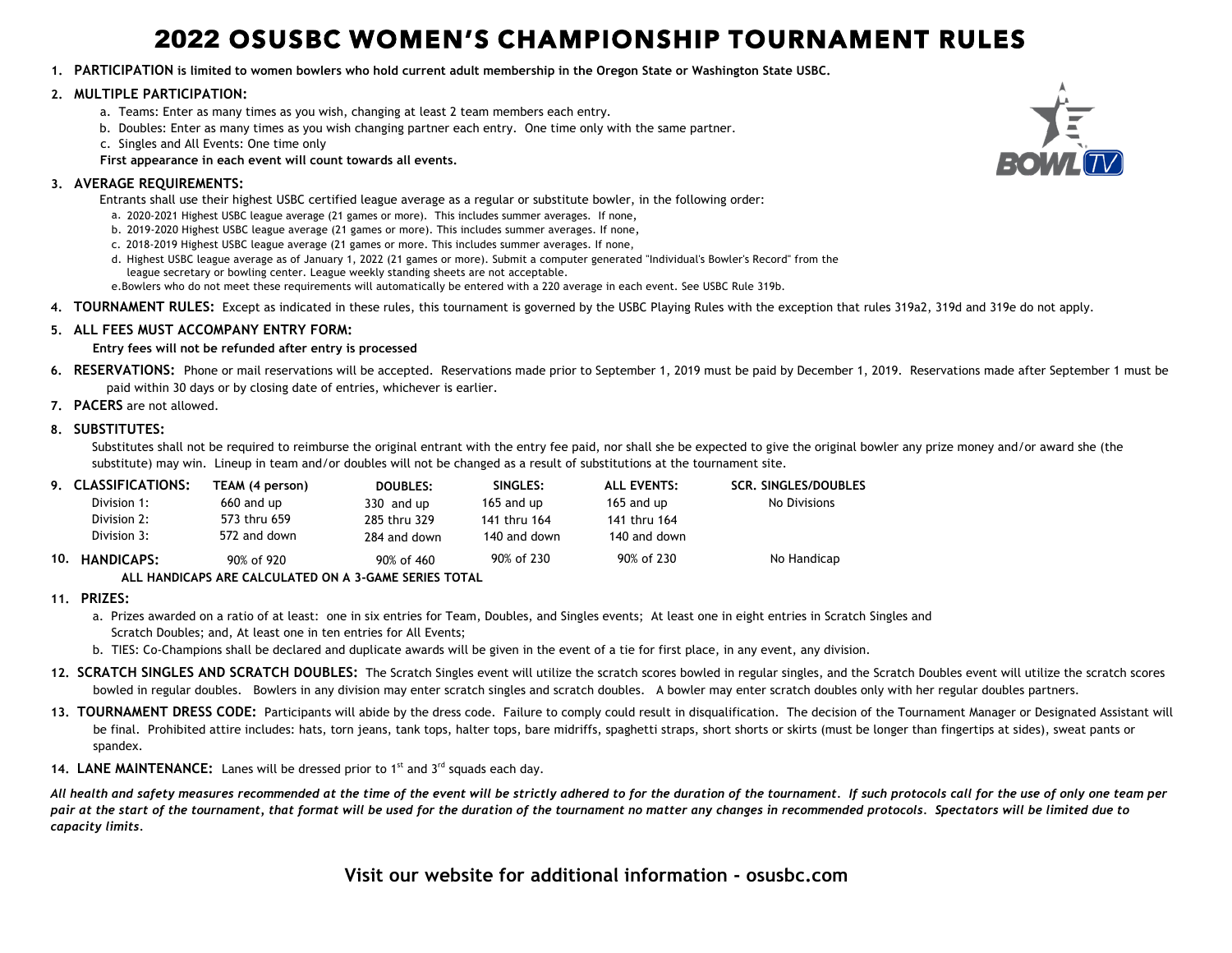# 2022 OSUSBC WOMEN'S CHAMPIONSHIP TOURNAMENT RULES

1. **PARTICIPATION is limited to women bowlers who hold current adult membership in the Oregon State or Washington State USBC.**

2. **MULTIPLE PARTICIPATION:**
   a. Teams: Enter as many times as you wish, changing at least 2 team members each entry.
   b. Doubles: Enter as many times as you wish changing partner each entry. One time only with the same partner.
   c. Singles and All Events: One time only
   **First appearance in each event will count towards all events.**

3. **AVERAGE REQUIREMENTS:**
   Entrants shall use their highest USBC certified league average as a regular or substitute bowler, in the following order:
   a. 2020-2021 Highest USBC league average (21 games or more). This includes summer averages. If none,
   b. 2019-2020 Highest USBC league average (21 games or more). This includes summer averages. If none,
   c. 2018-2019 Highest USBC league average (21 games or more. This includes summer averages. If none,
   d. Highest USBC league average as of January 1, 2022 (21 games or more). Submit a computer generated "Individual's Bowler's Record" from the league secretary or bowling center. League weekly standing sheets are not acceptable.
   e. Bowlers who do not meet these requirements will automatically be entered with a 220 average in each event. See USBC Rule 319b.

4. **TOURNAMENT RULES:** Except as indicated in these rules, this tournament is governed by the USBC Playing Rules with the exception that rules 319a2, 319d and 319e do not apply.

5. **ALL FEES MUST ACCOMPANY ENTRY FORM:**
   **Entry fees will not be refunded after entry is processed**

6. **RESERVATIONS:** Phone or mail reservations will be accepted. Reservations made prior to September 1, 2019 must be paid by December 1, 2019. Reservations made after September 1 must be paid within 30 days or by closing date of entries, whichever is earlier.

7. **PACERS** are not allowed.

8. **SUBSTITUTES:**
   Substitutes shall not be required to reimburse the original entrant with the entry fee paid, nor shall she be expected to give the original bowler any prize money and/or award she (the substitute) may win. Lineup in team and/or doubles will not be changed as a result of substitutions at the tournament site.

| 9. CLASSIFICATIONS: | TEAM (4 person) | DOUBLES: | SINGLES: | ALL EVENTS: | SCR. SINGLES/DOUBLES |
|---|---|---|---|---|---|
| Division 1: | 660 and up | 330 and up | 165 and up | 165 and up | No Divisions |
| Division 2: | 573 thru 659 | 285 thru 329 | 141 thru 164 | 141 thru 164 | |
| Division 3: | 572 and down | 284 and down | 140 and down | 140 and down | |
| 10. HANDICAPS: | 90% of 920 | 90% of 460 | 90% of 230 | 90% of 230 | No Handicap |

**ALL HANDICAPS ARE CALCULATED ON A 3-GAME SERIES TOTAL**

11. **PRIZES:**
   a. Prizes awarded on a ratio of at least: one in six entries for Team, Doubles, and Singles events; At least one in eight entries in Scratch Singles and Scratch Doubles; and, At least one in ten entries for All Events;
   b. TIES: Co-Champions shall be declared and duplicate awards will be given in the event of a tie for first place, in any event, any division.

12. **SCRATCH SINGLES AND SCRATCH DOUBLES:** The Scratch Singles event will utilize the scratch scores bowled in regular singles, and the Scratch Doubles event will utilize the scratch scores bowled in regular doubles. Bowlers in any division may enter scratch singles and scratch doubles. A bowler may enter scratch doubles only with her regular doubles partners.

13. **TOURNAMENT DRESS CODE:** Participants will abide by the dress code. Failure to comply could result in disqualification. The decision of the Tournament Manager or Designated Assistant will be final. Prohibited attire includes: hats, torn jeans, tank tops, halter tops, bare midriffs, spaghetti straps, short shorts or skirts (must be longer than fingertips at sides), sweat pants or spandex.

14. **LANE MAINTENANCE:** Lanes will be dressed prior to 1st and 3rd squads each day.

***All health and safety measures recommended at the time of the event will be strictly adhered to for the duration of the tournament. If such protocols call for the use of only one team per pair at the start of the tournament, that format will be used for the duration of the tournament no matter any changes in recommended protocols. Spectators will be limited due to capacity limits.***

**Visit our website for additional information - osusbc.com**